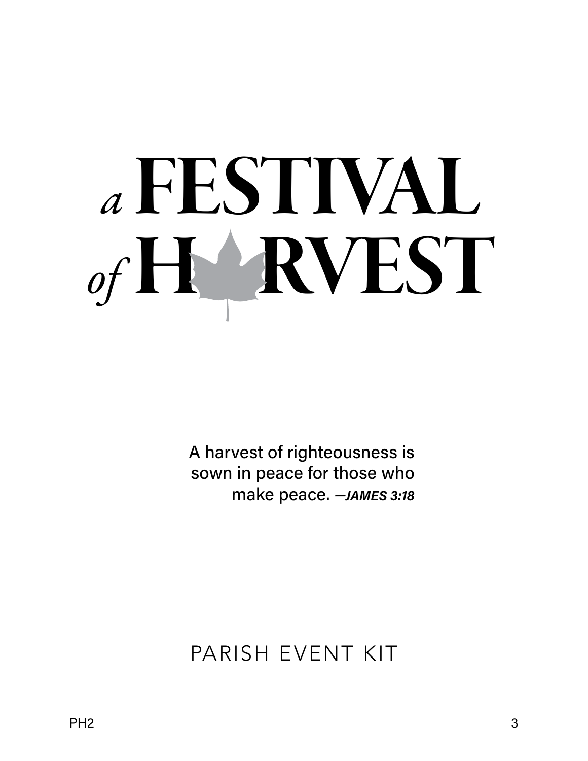# *a* FESTIVAL *of* HARVEST

A harvest of righteousness is sown in peace for those who make peace. —***JAMES 3:18***

## PARISH EVENT KIT

PH2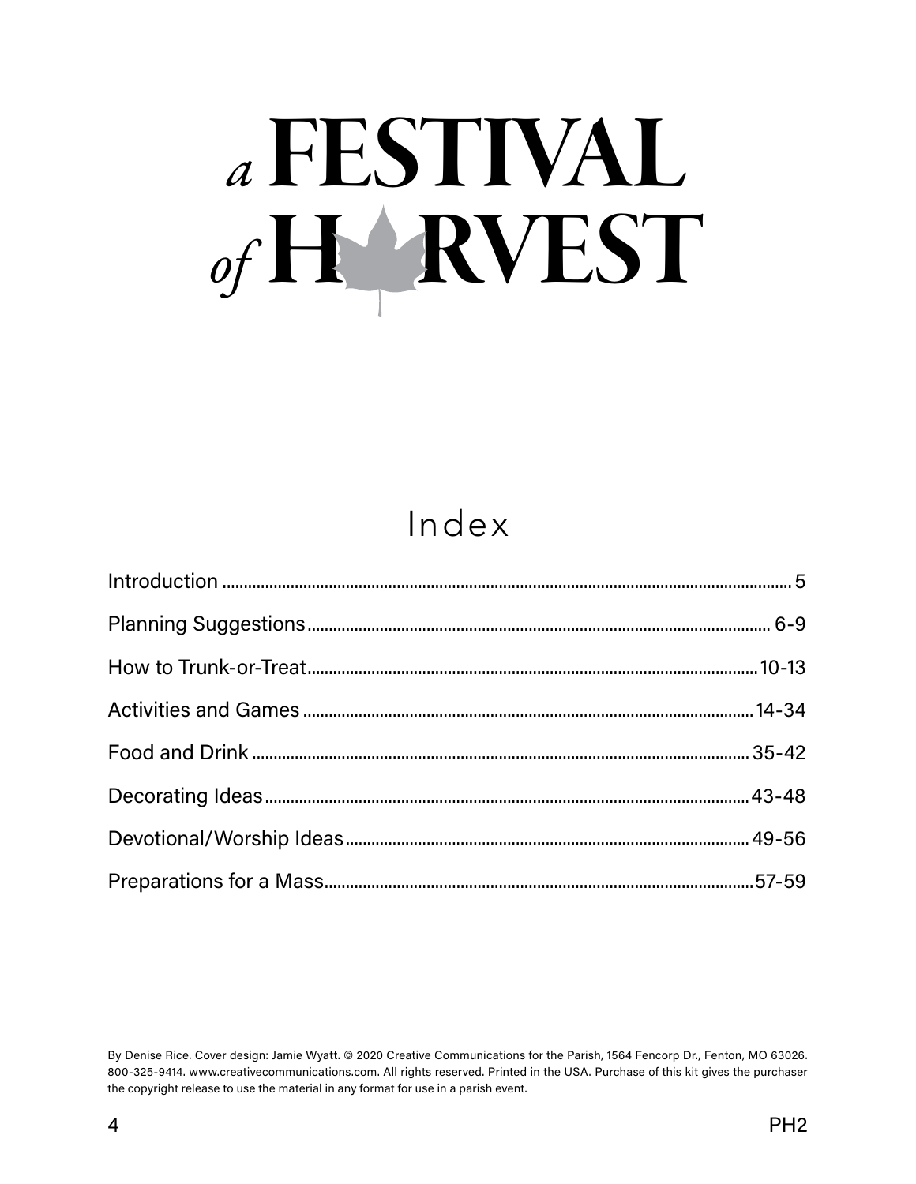# *a* FESTIVAL *of* HARVEST

## Index

| | |
|---|---|
| Introduction | 5 |
| Planning Suggestions | 6-9 |
| How to Trunk-or-Treat | 10-13 |
| Activities and Games | 14-34 |
| Food and Drink | 35-42 |
| Decorating Ideas | 43-48 |
| Devotional/Worship Ideas | 49-56 |
| Preparations for a Mass | 57-59 |

By Denise Rice. Cover design: Jamie Wyatt. © 2020 Creative Communications for the Parish, 1564 Fencorp Dr., Fenton, MO 63026. 800-325-9414. www.creativecommunications.com. All rights reserved. Printed in the USA. Purchase of this kit gives the purchaser the copyright release to use the material in any format for use in a parish event.

PH2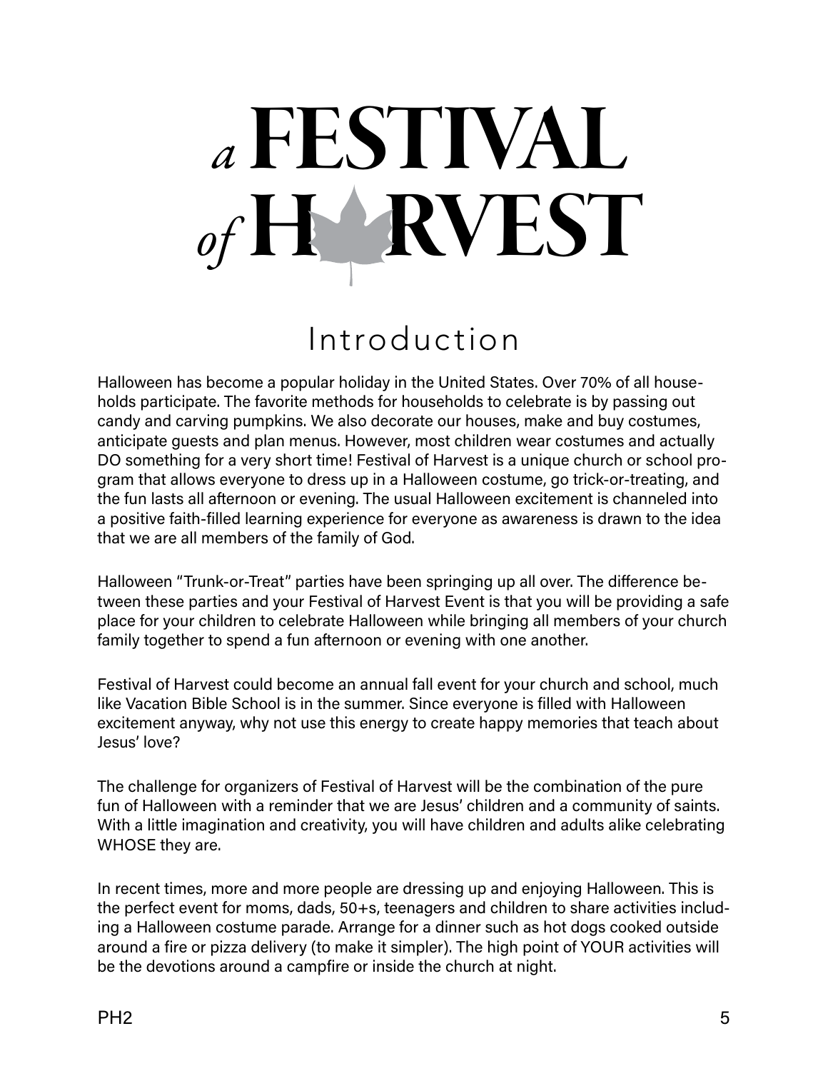# a FESTIVAL of HARVEST

## Introduction

Halloween has become a popular holiday in the United States. Over 70% of all households participate. The favorite methods for households to celebrate is by passing out candy and carving pumpkins. We also decorate our houses, make and buy costumes, anticipate guests and plan menus. However, most children wear costumes and actually DO something for a very short time! Festival of Harvest is a unique church or school program that allows everyone to dress up in a Halloween costume, go trick-or-treating, and the fun lasts all afternoon or evening. The usual Halloween excitement is channeled into a positive faith-filled learning experience for everyone as awareness is drawn to the idea that we are all members of the family of God.

Halloween "Trunk-or-Treat" parties have been springing up all over. The difference between these parties and your Festival of Harvest Event is that you will be providing a safe place for your children to celebrate Halloween while bringing all members of your church family together to spend a fun afternoon or evening with one another.

Festival of Harvest could become an annual fall event for your church and school, much like Vacation Bible School is in the summer. Since everyone is filled with Halloween excitement anyway, why not use this energy to create happy memories that teach about Jesus' love?

The challenge for organizers of Festival of Harvest will be the combination of the pure fun of Halloween with a reminder that we are Jesus' children and a community of saints. With a little imagination and creativity, you will have children and adults alike celebrating WHOSE they are.

In recent times, more and more people are dressing up and enjoying Halloween. This is the perfect event for moms, dads, 50+s, teenagers and children to share activities including a Halloween costume parade. Arrange for a dinner such as hot dogs cooked outside around a fire or pizza delivery (to make it simpler). The high point of YOUR activities will be the devotions around a campfire or inside the church at night.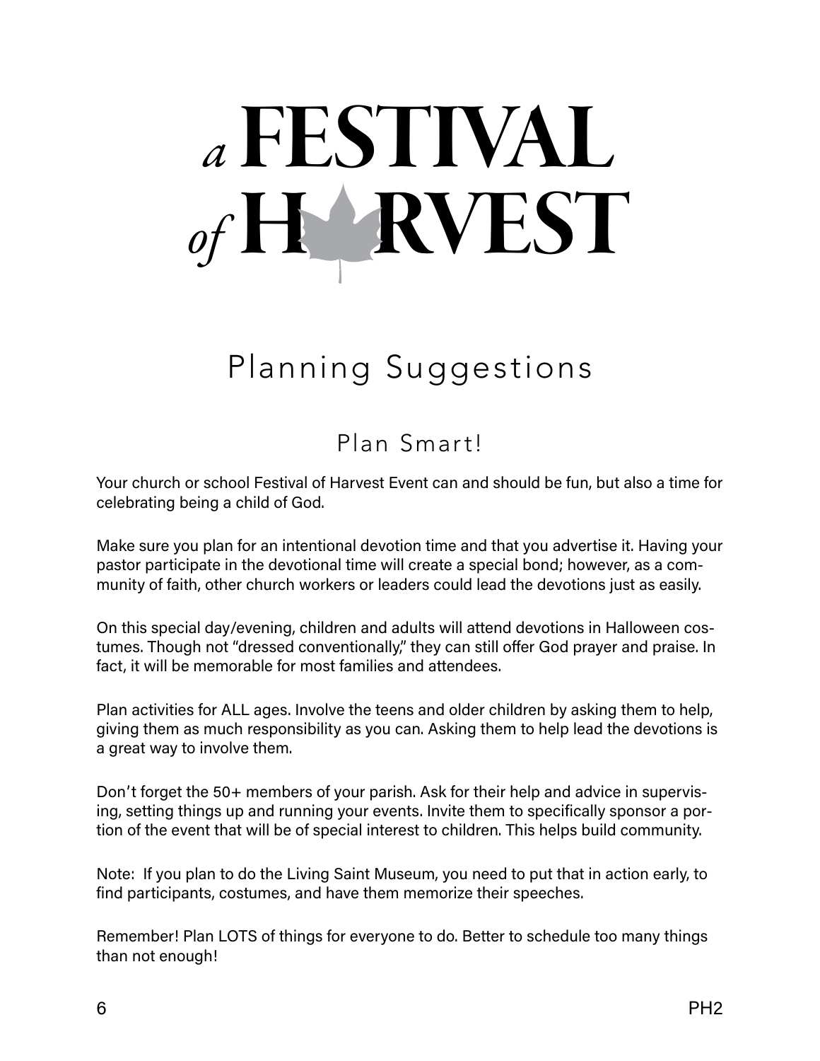# *a* FESTIVAL *of* HARVEST

## Planning Suggestions

### Plan Smart!

Your church or school Festival of Harvest Event can and should be fun, but also a time for celebrating being a child of God.

Make sure you plan for an intentional devotion time and that you advertise it. Having your pastor participate in the devotional time will create a special bond; however, as a community of faith, other church workers or leaders could lead the devotions just as easily.

On this special day/evening, children and adults will attend devotions in Halloween costumes. Though not "dressed conventionally," they can still offer God prayer and praise. In fact, it will be memorable for most families and attendees.

Plan activities for ALL ages. Involve the teens and older children by asking them to help, giving them as much responsibility as you can. Asking them to help lead the devotions is a great way to involve them.

Don't forget the 50+ members of your parish. Ask for their help and advice in supervising, setting things up and running your events. Invite them to specifically sponsor a portion of the event that will be of special interest to children. This helps build community.

Note: If you plan to do the Living Saint Museum, you need to put that in action early, to find participants, costumes, and have them memorize their speeches.

Remember! Plan LOTS of things for everyone to do. Better to schedule too many things than not enough!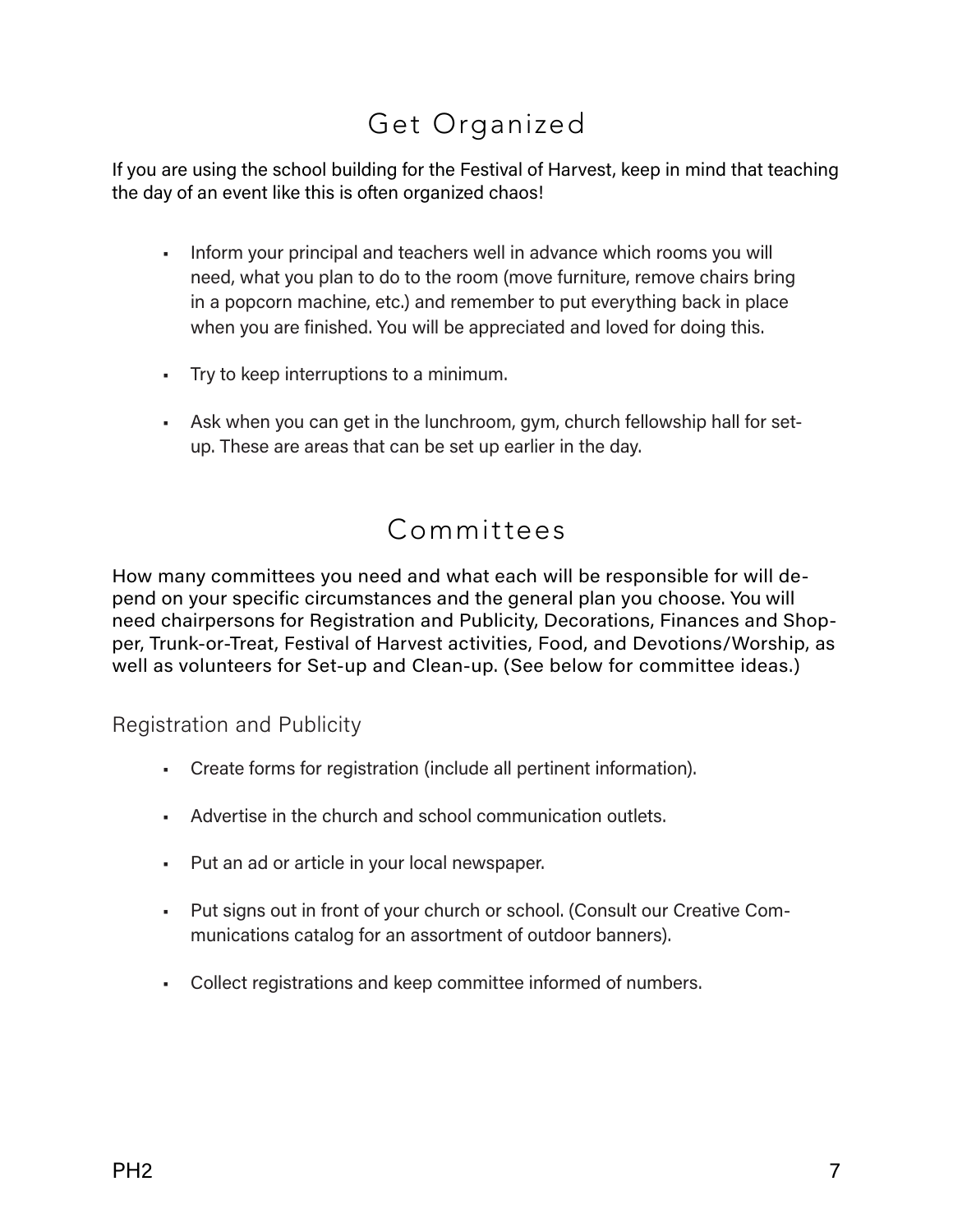# Get Organized

If you are using the school building for the Festival of Harvest, keep in mind that teaching the day of an event like this is often organized chaos!

- Inform your principal and teachers well in advance which rooms you will need, what you plan to do to the room (move furniture, remove chairs bring in a popcorn machine, etc.) and remember to put everything back in place when you are finished. You will be appreciated and loved for doing this.
- Try to keep interruptions to a minimum.
- Ask when you can get in the lunchroom, gym, church fellowship hall for set-up. These are areas that can be set up earlier in the day.

# Committees

How many committees you need and what each will be responsible for will depend on your specific circumstances and the general plan you choose. You will need chairpersons for Registration and Publicity, Decorations, Finances and Shopper, Trunk-or-Treat, Festival of Harvest activities, Food, and Devotions/Worship, as well as volunteers for Set-up and Clean-up. (See below for committee ideas.)

## Registration and Publicity

- Create forms for registration (include all pertinent information).
- Advertise in the church and school communication outlets.
- Put an ad or article in your local newspaper.
- Put signs out in front of your church or school. (Consult our Creative Communications catalog for an assortment of outdoor banners).
- Collect registrations and keep committee informed of numbers.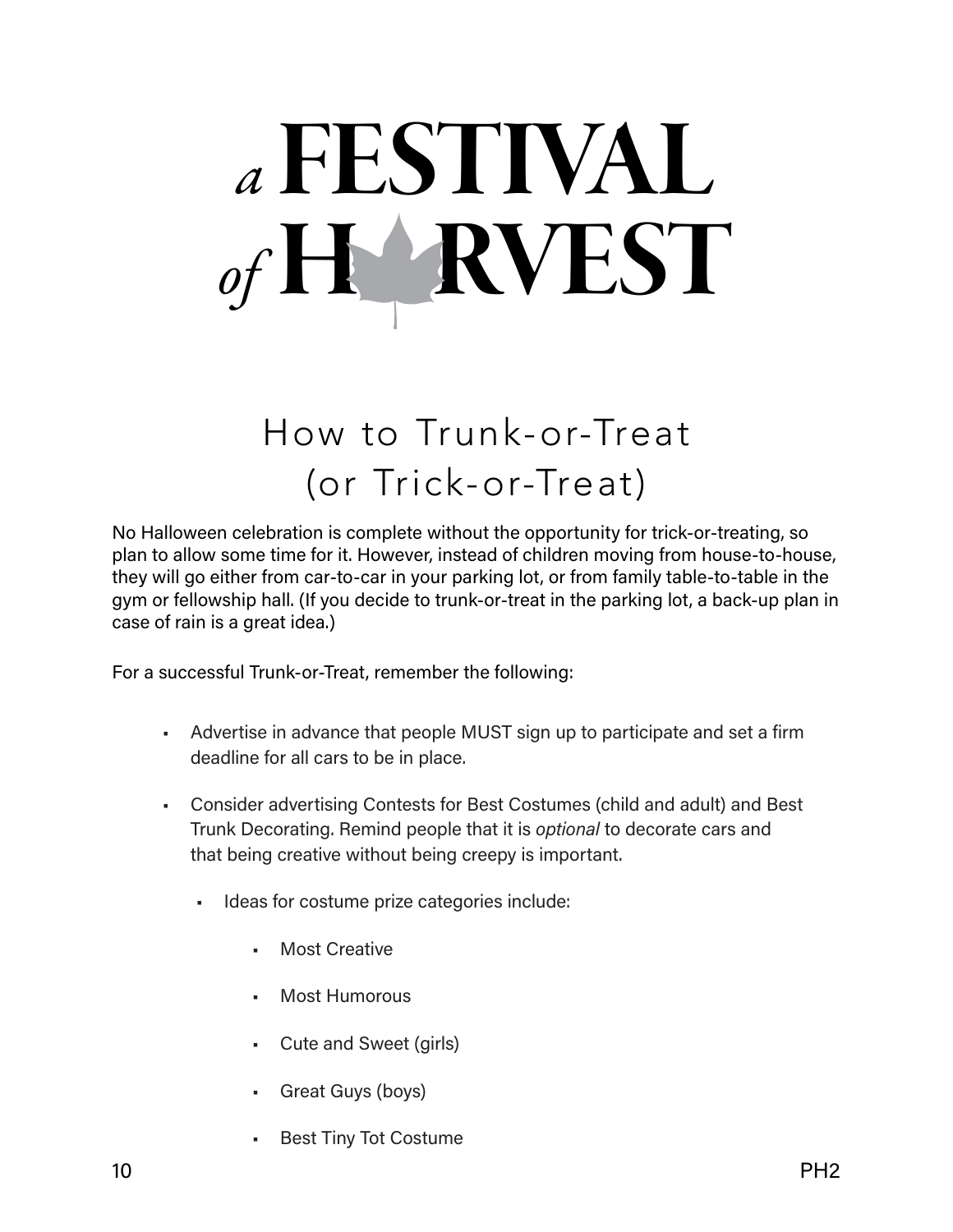# *a* FESTIVAL *of* HARVEST

## How to Trunk-or-Treat (or Trick-or-Treat)

No Halloween celebration is complete without the opportunity for trick-or-treating, so plan to allow some time for it. However, instead of children moving from house-to-house, they will go either from car-to-car in your parking lot, or from family table-to-table in the gym or fellowship hall. (If you decide to trunk-or-treat in the parking lot, a back-up plan in case of rain is a great idea.)

For a successful Trunk-or-Treat, remember the following:

- Advertise in advance that people MUST sign up to participate and set a firm deadline for all cars to be in place.
- Consider advertising Contests for Best Costumes (child and adult) and Best Trunk Decorating. Remind people that it is *optional* to decorate cars and that being creative without being creepy is important.
  - Ideas for costume prize categories include:
    - Most Creative
    - Most Humorous
    - Cute and Sweet (girls)
    - Great Guys (boys)
    - Best Tiny Tot Costume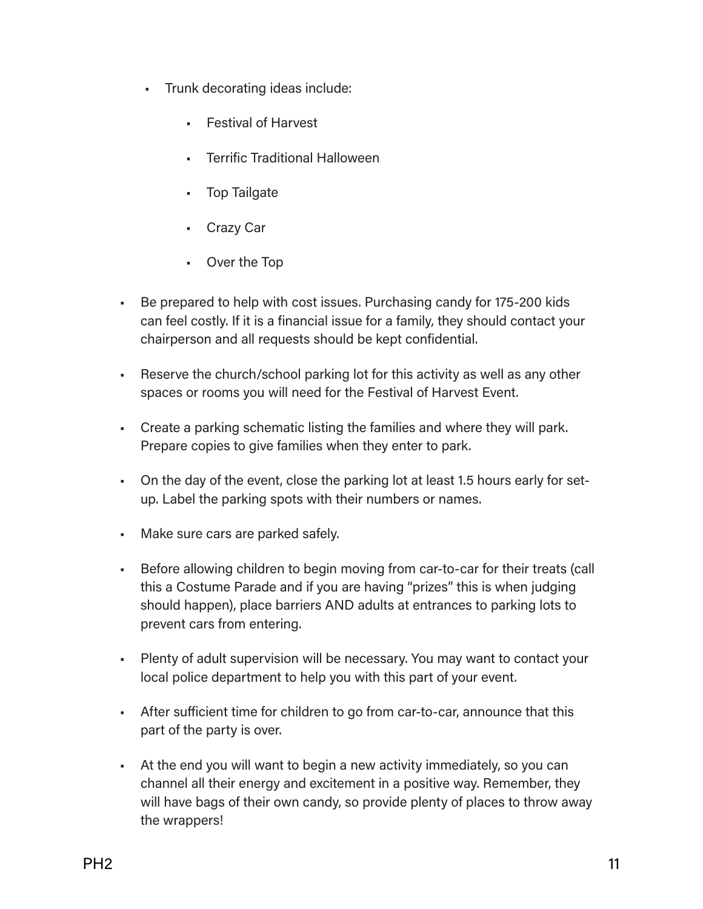- Trunk decorating ideas include:
    - Festival of Harvest
    - Terrific Traditional Halloween
    - Top Tailgate
    - Crazy Car
    - Over the Top
- Be prepared to help with cost issues. Purchasing candy for 175-200 kids can feel costly. If it is a financial issue for a family, they should contact your chairperson and all requests should be kept confidential.
- Reserve the church/school parking lot for this activity as well as any other spaces or rooms you will need for the Festival of Harvest Event.
- Create a parking schematic listing the families and where they will park. Prepare copies to give families when they enter to park.
- On the day of the event, close the parking lot at least 1.5 hours early for set-up. Label the parking spots with their numbers or names.
- Make sure cars are parked safely.
- Before allowing children to begin moving from car-to-car for their treats (call this a Costume Parade and if you are having "prizes" this is when judging should happen), place barriers AND adults at entrances to parking lots to prevent cars from entering.
- Plenty of adult supervision will be necessary. You may want to contact your local police department to help you with this part of your event.
- After sufficient time for children to go from car-to-car, announce that this part of the party is over.
- At the end you will want to begin a new activity immediately, so you can channel all their energy and excitement in a positive way. Remember, they will have bags of their own candy, so provide plenty of places to throw away the wrappers!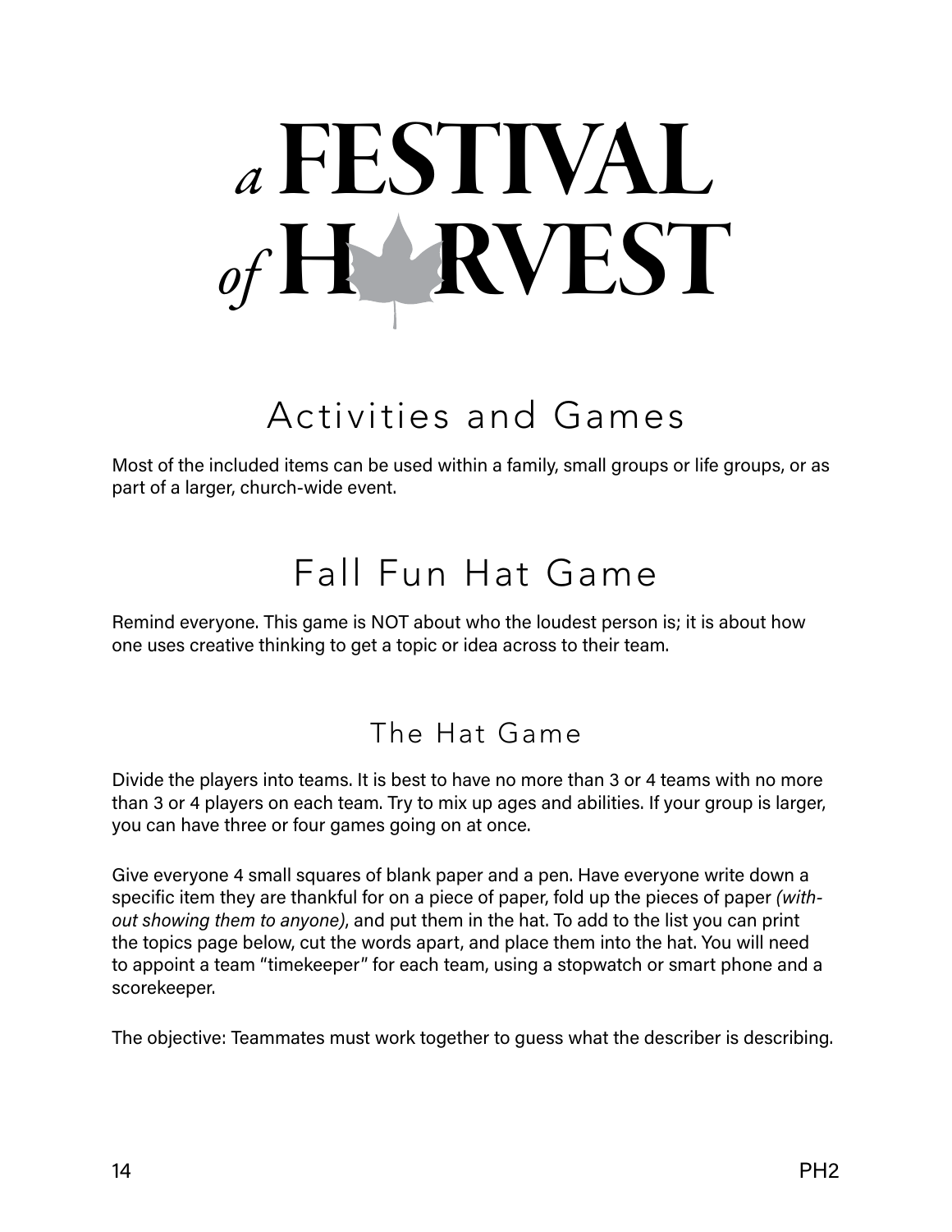# a FESTIVAL of HARVEST

## Activities and Games

Most of the included items can be used within a family, small groups or life groups, or as part of a larger, church-wide event.

## Fall Fun Hat Game

Remind everyone. This game is NOT about who the loudest person is; it is about how one uses creative thinking to get a topic or idea across to their team.

### The Hat Game

Divide the players into teams. It is best to have no more than 3 or 4 teams with no more than 3 or 4 players on each team. Try to mix up ages and abilities. If your group is larger, you can have three or four games going on at once.

Give everyone 4 small squares of blank paper and a pen. Have everyone write down a specific item they are thankful for on a piece of paper, fold up the pieces of paper *(without showing them to anyone)*, and put them in the hat. To add to the list you can print the topics page below, cut the words apart, and place them into the hat. You will need to appoint a team "timekeeper" for each team, using a stopwatch or smart phone and a scorekeeper.

The objective: Teammates must work together to guess what the describer is describing.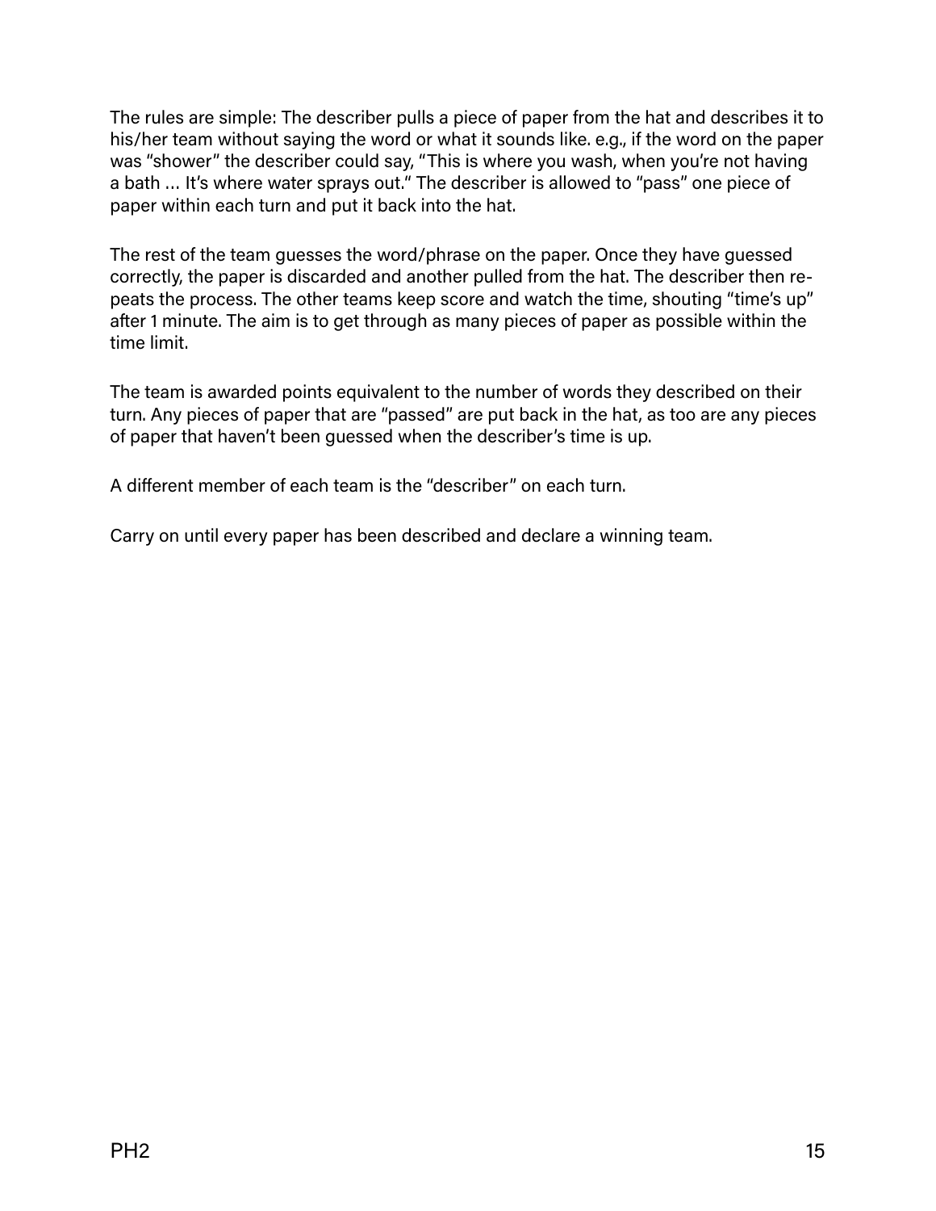The rules are simple: The describer pulls a piece of paper from the hat and describes it to his/her team without saying the word or what it sounds like. e.g., if the word on the paper was "shower" the describer could say, "This is where you wash, when you're not having a bath … It's where water sprays out." The describer is allowed to "pass" one piece of paper within each turn and put it back into the hat.

The rest of the team guesses the word/phrase on the paper. Once they have guessed correctly, the paper is discarded and another pulled from the hat. The describer then repeats the process. The other teams keep score and watch the time, shouting "time's up" after 1 minute. The aim is to get through as many pieces of paper as possible within the time limit.

The team is awarded points equivalent to the number of words they described on their turn. Any pieces of paper that are "passed" are put back in the hat, as too are any pieces of paper that haven't been guessed when the describer's time is up.

A different member of each team is the "describer" on each turn.

Carry on until every paper has been described and declare a winning team.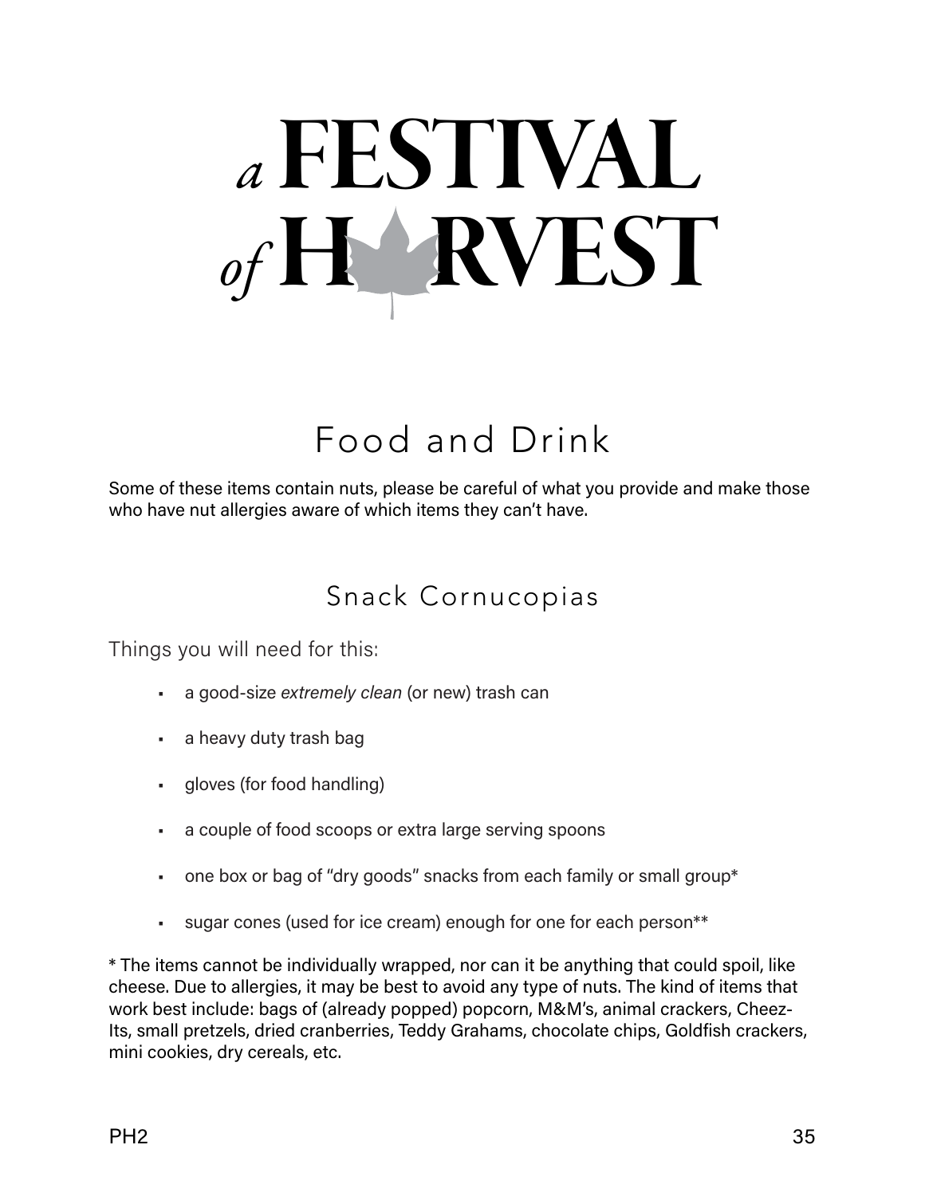# a FESTIVAL of HARVEST

## Food and Drink

Some of these items contain nuts, please be careful of what you provide and make those who have nut allergies aware of which items they can't have.

### Snack Cornucopias

Things you will need for this:

- a good-size *extremely clean* (or new) trash can
- a heavy duty trash bag
- gloves (for food handling)
- a couple of food scoops or extra large serving spoons
- one box or bag of "dry goods" snacks from each family or small group*
- sugar cones (used for ice cream) enough for one for each person**

* The items cannot be individually wrapped, nor can it be anything that could spoil, like cheese. Due to allergies, it may be best to avoid any type of nuts. The kind of items that work best include: bags of (already popped) popcorn, M&M's, animal crackers, Cheez-Its, small pretzels, dried cranberries, Teddy Grahams, chocolate chips, Goldfish crackers, mini cookies, dry cereals, etc.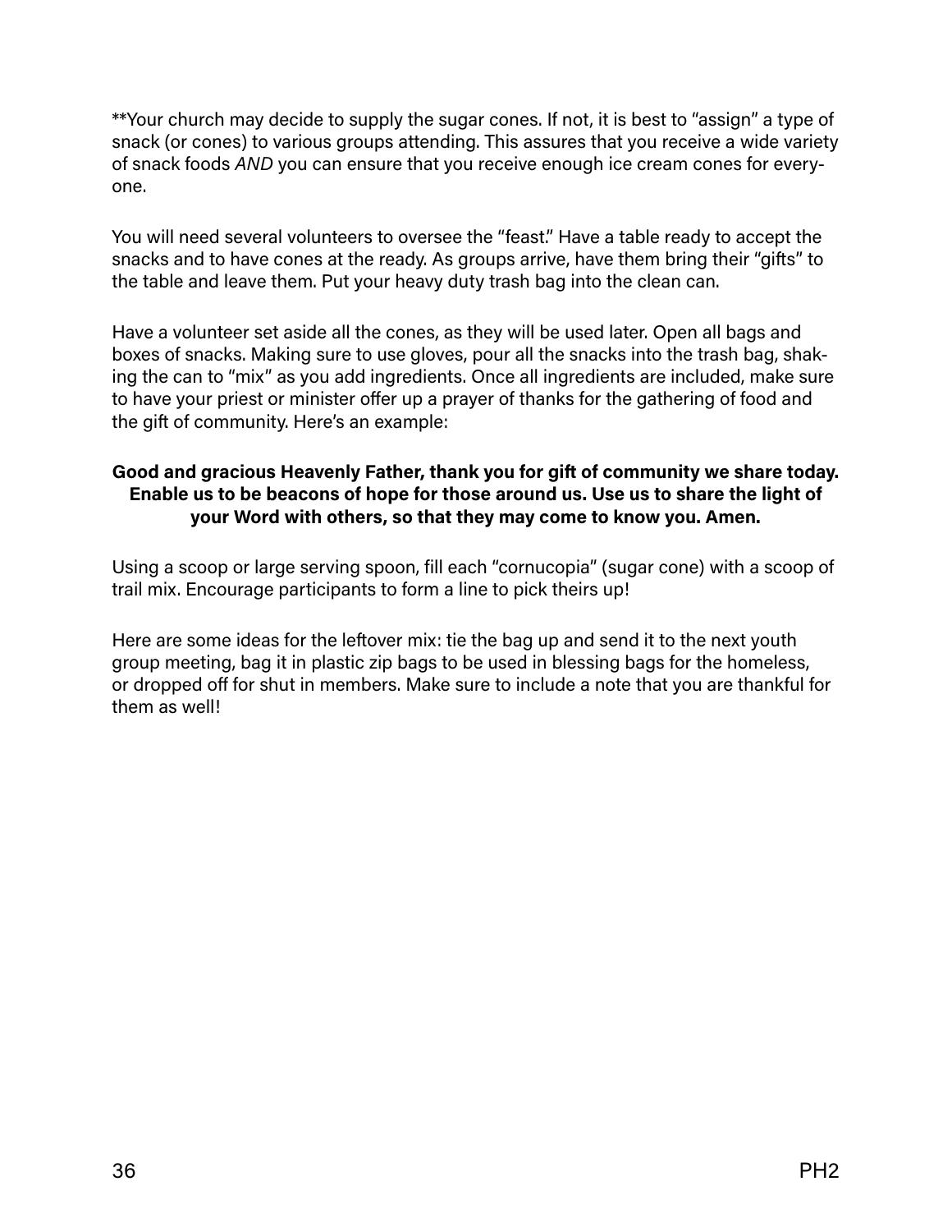**Your church may decide to supply the sugar cones. If not, it is best to “assign” a type of snack (or cones) to various groups attending. This assures that you receive a wide variety of snack foods *AND* you can ensure that you receive enough ice cream cones for everyone.

You will need several volunteers to oversee the “feast.” Have a table ready to accept the snacks and to have cones at the ready. As groups arrive, have them bring their “gifts” to the table and leave them. Put your heavy duty trash bag into the clean can.

Have a volunteer set aside all the cones, as they will be used later. Open all bags and boxes of snacks. Making sure to use gloves, pour all the snacks into the trash bag, shaking the can to “mix” as you add ingredients. Once all ingredients are included, make sure to have your priest or minister offer up a prayer of thanks for the gathering of food and the gift of community. Here’s an example:

**Good and gracious Heavenly Father, thank you for gift of community we share today. Enable us to be beacons of hope for those around us. Use us to share the light of your Word with others, so that they may come to know you. Amen.**

Using a scoop or large serving spoon, fill each “cornucopia” (sugar cone) with a scoop of trail mix. Encourage participants to form a line to pick theirs up!

Here are some ideas for the leftover mix: tie the bag up and send it to the next youth group meeting, bag it in plastic zip bags to be used in blessing bags for the homeless, or dropped off for shut in members. Make sure to include a note that you are thankful for them as well!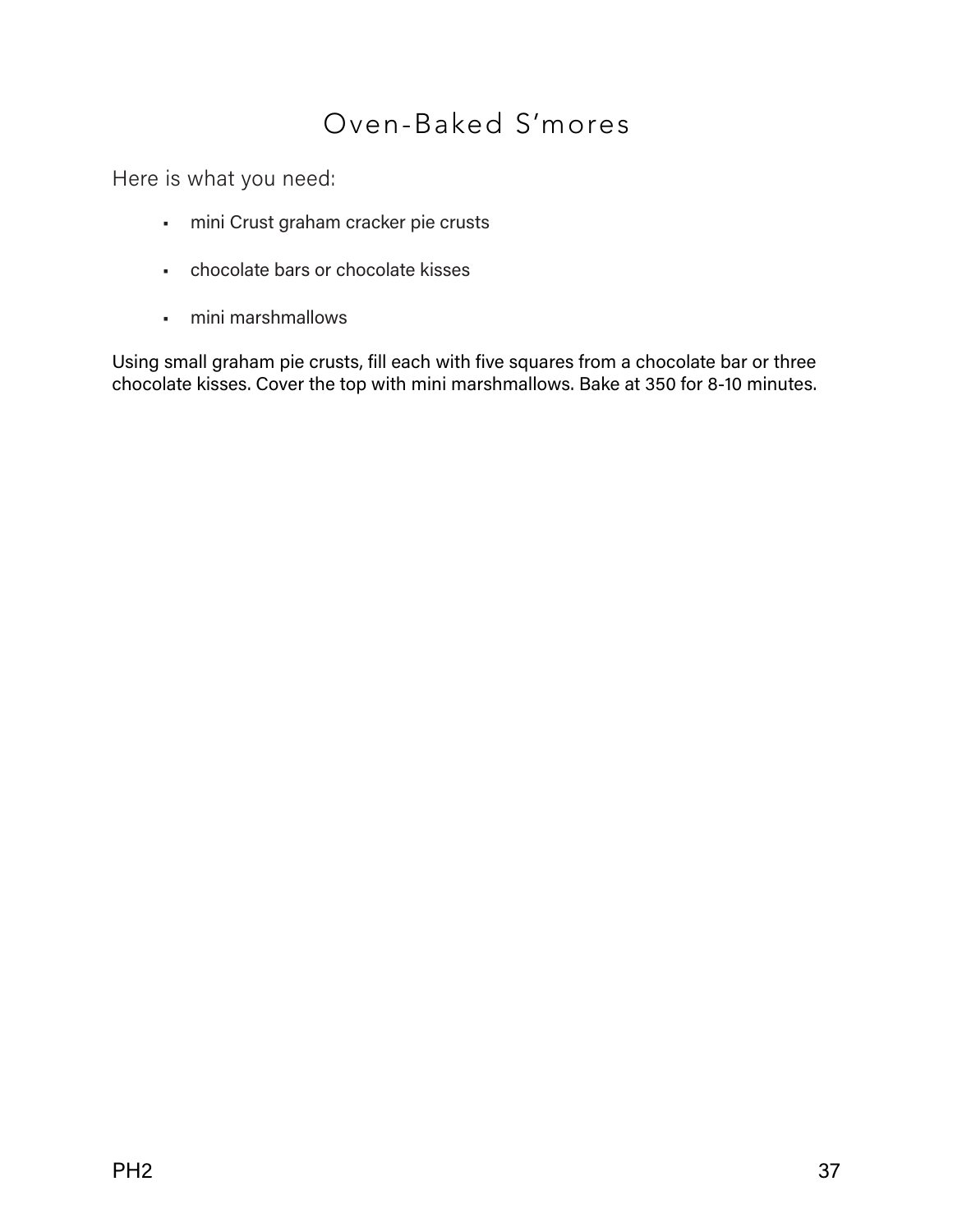# Oven-Baked S'mores

Here is what you need:

- mini Crust graham cracker pie crusts
- chocolate bars or chocolate kisses
- mini marshmallows

Using small graham pie crusts, fill each with five squares from a chocolate bar or three chocolate kisses. Cover the top with mini marshmallows. Bake at 350 for 8-10 minutes.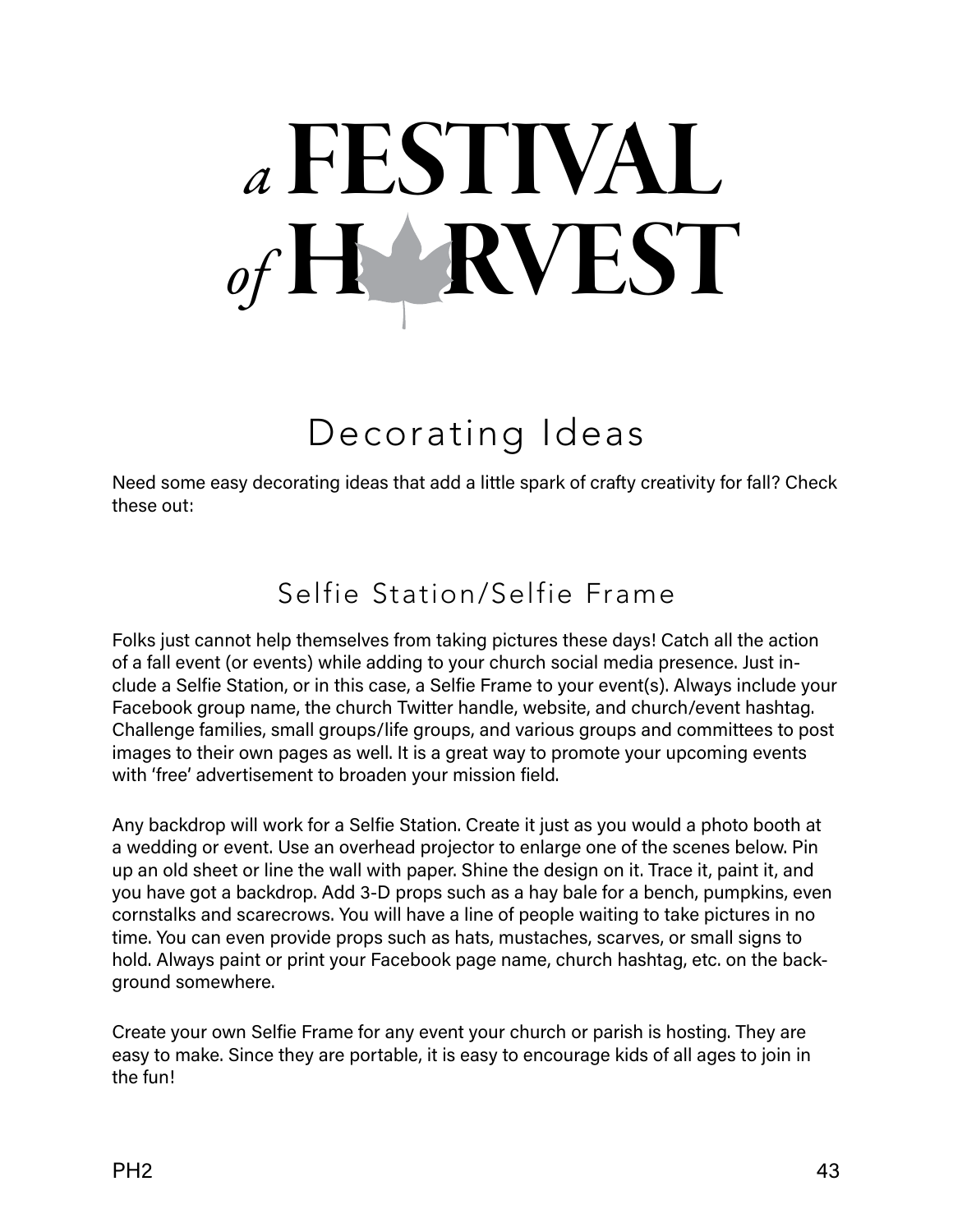# a Festival of Harvest

## Decorating Ideas

Need some easy decorating ideas that add a little spark of crafty creativity for fall? Check these out:

### Selfie Station/Selfie Frame

Folks just cannot help themselves from taking pictures these days! Catch all the action of a fall event (or events) while adding to your church social media presence. Just include a Selfie Station, or in this case, a Selfie Frame to your event(s). Always include your Facebook group name, the church Twitter handle, website, and church/event hashtag. Challenge families, small groups/life groups, and various groups and committees to post images to their own pages as well. It is a great way to promote your upcoming events with 'free' advertisement to broaden your mission field.

Any backdrop will work for a Selfie Station. Create it just as you would a photo booth at a wedding or event. Use an overhead projector to enlarge one of the scenes below. Pin up an old sheet or line the wall with paper. Shine the design on it. Trace it, paint it, and you have got a backdrop. Add 3-D props such as a hay bale for a bench, pumpkins, even cornstalks and scarecrows. You will have a line of people waiting to take pictures in no time. You can even provide props such as hats, mustaches, scarves, or small signs to hold. Always paint or print your Facebook page name, church hashtag, etc. on the background somewhere.

Create your own Selfie Frame for any event your church or parish is hosting. They are easy to make. Since they are portable, it is easy to encourage kids of all ages to join in the fun!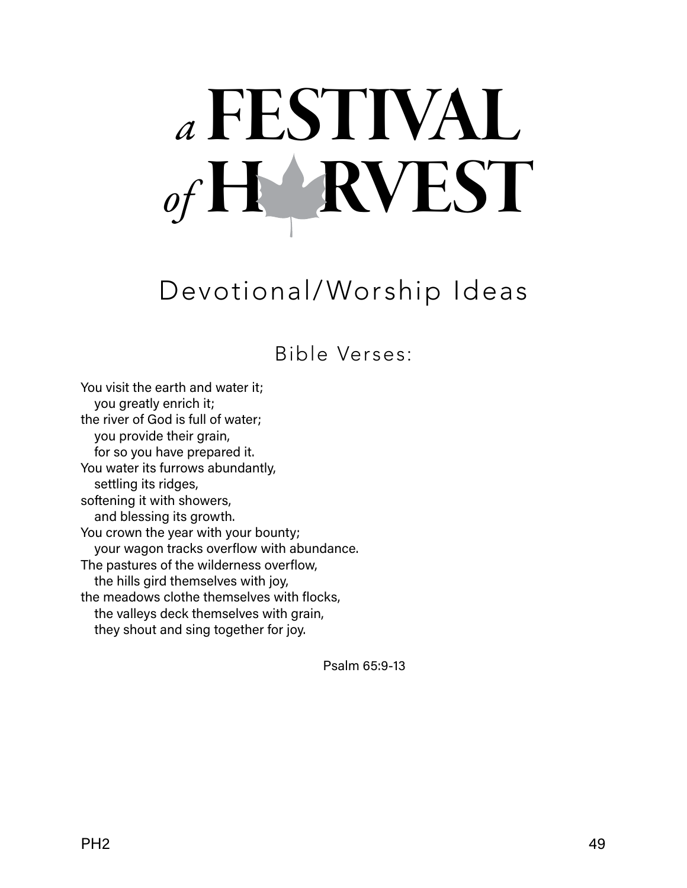# *a* FESTIVAL *of* HARVEST

## Devotional/Worship Ideas

### Bible Verses:

You visit the earth and water it;  
  you greatly enrich it;  
the river of God is full of water;  
  you provide their grain,  
  for so you have prepared it.  
You water its furrows abundantly,  
  settling its ridges,  
softening it with showers,  
  and blessing its growth.  
You crown the year with your bounty;  
  your wagon tracks overflow with abundance.  
The pastures of the wilderness overflow,  
  the hills gird themselves with joy,  
the meadows clothe themselves with flocks,  
  the valleys deck themselves with grain,  
  they shout and sing together for joy.

Psalm 65:9-13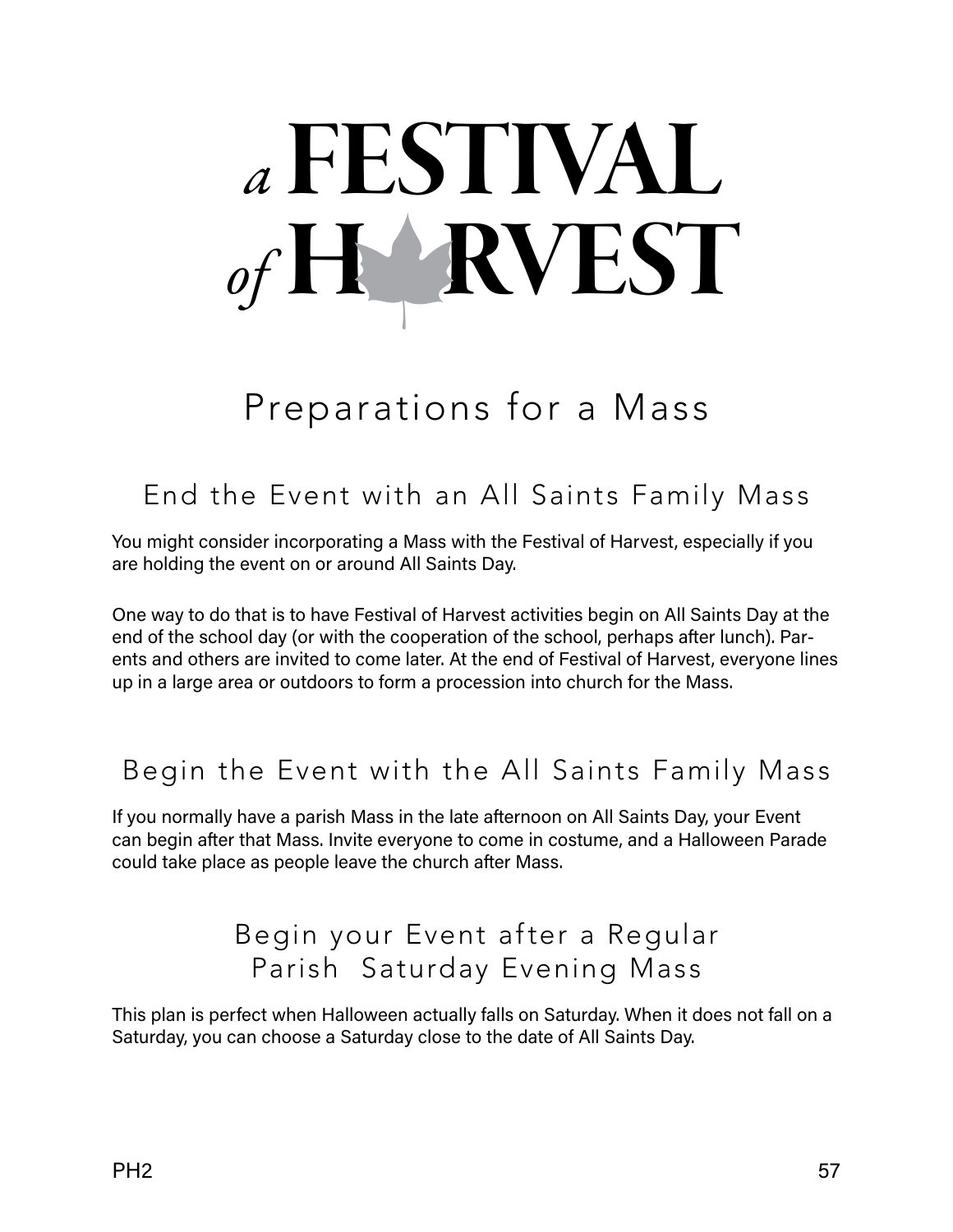# a FESTIVAL of HARVEST

## Preparations for a Mass

### End the Event with an All Saints Family Mass

You might consider incorporating a Mass with the Festival of Harvest, especially if you are holding the event on or around All Saints Day.

One way to do that is to have Festival of Harvest activities begin on All Saints Day at the end of the school day (or with the cooperation of the school, perhaps after lunch). Parents and others are invited to come later. At the end of Festival of Harvest, everyone lines up in a large area or outdoors to form a procession into church for the Mass.

### Begin the Event with the All Saints Family Mass

If you normally have a parish Mass in the late afternoon on All Saints Day, your Event can begin after that Mass. Invite everyone to come in costume, and a Halloween Parade could take place as people leave the church after Mass.

### Begin your Event after a Regular Parish Saturday Evening Mass

This plan is perfect when Halloween actually falls on Saturday. When it does not fall on a Saturday, you can choose a Saturday close to the date of All Saints Day.